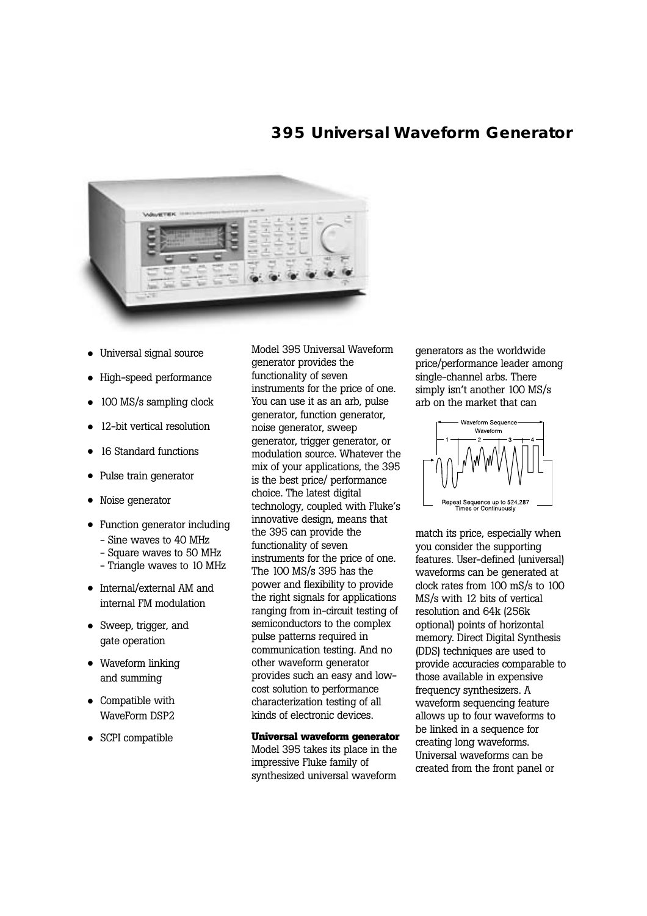# 395 Universal Waveform Generator

- Universal signal source
- High-speed performance
- 100 MS/s sampling clock
- 12-bit vertical resolution
- 16 Standard functions
- Pulse train generator
- Noise generator
- Function generator including
  - Sine waves to 40 MHz
  - Square waves to 50 MHz
  - Triangle waves to 10 MHz
- Internal/external AM and internal FM modulation
- Sweep, trigger, and gate operation
- Waveform linking and summing
- Compatible with WaveForm DSP2
- SCPI compatible

Model 395 Universal Waveform generator provides the functionality of seven instruments for the price of one. You can use it as an arb, pulse generator, function generator, noise generator, sweep generator, trigger generator, or modulation source. Whatever the mix of your applications, the 395 is the best price/ performance choice. The latest digital technology, coupled with Fluke's innovative design, means that the 395 can provide the functionality of seven instruments for the price of one. The 100 MS/s 395 has the power and flexibility to provide the right signals for applications ranging from in-circuit testing of semiconductors to the complex pulse patterns required in communication testing. And no other waveform generator provides such an easy and low-cost solution to performance characterization testing of all kinds of electronic devices.

**Universal waveform generator**
Model 395 takes its place in the impressive Fluke family of synthesized universal waveform generators as the worldwide price/performance leader among single-channel arbs. There simply isn't another 100 MS/s arb on the market that can match its price, especially when you consider the supporting features. User-defined (universal) waveforms can be generated at clock rates from 100 mS/s to 100 MS/s with 12 bits of vertical resolution and 64k (256k optional) points of horizontal memory. Direct Digital Synthesis (DDS) techniques are used to provide accuracies comparable to those available in expensive frequency synthesizers. A waveform sequencing feature allows up to four waveforms to be linked in a sequence for creating long waveforms. Universal waveforms can be created from the front panel or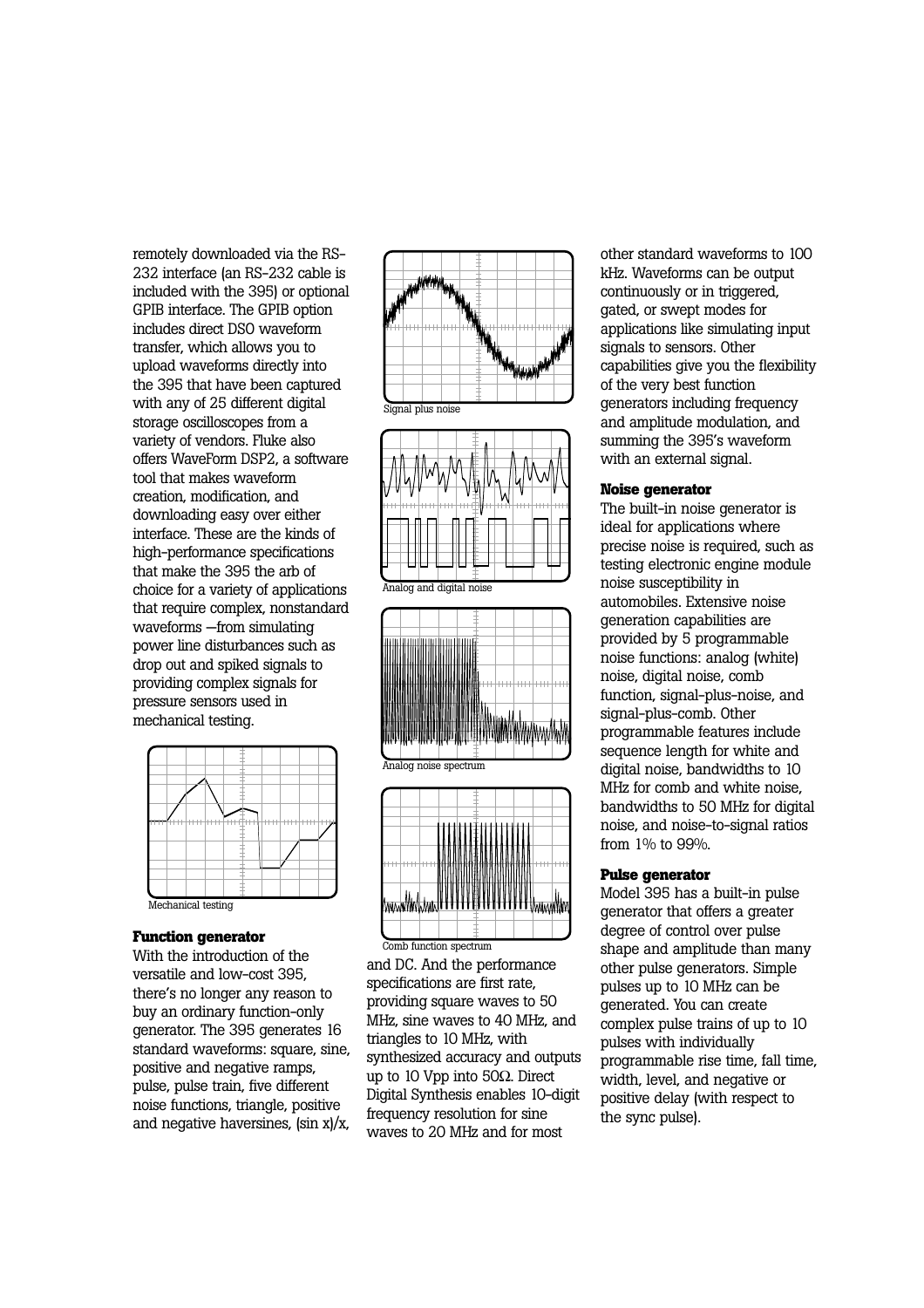remotely downloaded via the RS-232 interface (an RS-232 cable is included with the 395) or optional GPIB interface. The GPIB option includes direct DSO waveform transfer, which allows you to upload waveforms directly into the 395 that have been captured with any of 25 different digital storage oscilloscopes from a variety of vendors. Fluke also offers WaveForm DSP2, a software tool that makes waveform creation, modification, and downloading easy over either interface. These are the kinds of high-performance specifications that make the 395 the arb of choice for a variety of applications that require complex, nonstandard waveforms —from simulating power line disturbances such as drop out and spiked signals to providing complex signals for pressure sensors used in mechanical testing.

Mechanical testing

**Function generator**

With the introduction of the versatile and low-cost 395, there's no longer any reason to buy an ordinary function-only generator. The 395 generates 16 standard waveforms: square, sine, positive and negative ramps, pulse, pulse train, five different noise functions, triangle, positive and negative haversines, (sin x)/x, and DC. And the performance specifications are first rate, providing square waves to 50 MHz, sine waves to 40 MHz, and triangles to 10 MHz, with synthesized accuracy and outputs up to 10 Vpp into 50Ω. Direct Digital Synthesis enables 10-digit frequency resolution for sine waves to 20 MHz and for most other standard waveforms to 100 kHz. Waveforms can be output continuously or in triggered, gated, or swept modes for applications like simulating input signals to sensors. Other capabilities give you the flexibility of the very best function generators including frequency and amplitude modulation, and summing the 395's waveform with an external signal.

Signal plus noise

Analog and digital noise

Analog noise spectrum

Comb function spectrum

**Noise generator**

The built-in noise generator is ideal for applications where precise noise is required, such as testing electronic engine module noise susceptibility in automobiles. Extensive noise generation capabilities are provided by 5 programmable noise functions: analog (white) noise, digital noise, comb function, signal-plus-noise, and signal-plus-comb. Other programmable features include sequence length for white and digital noise, bandwidths to 10 MHz for comb and white noise, bandwidths to 50 MHz for digital noise, and noise-to-signal ratios from 1% to 99%.

**Pulse generator**

Model 395 has a built-in pulse generator that offers a greater degree of control over pulse shape and amplitude than many other pulse generators. Simple pulses up to 10 MHz can be generated. You can create complex pulse trains of up to 10 pulses with individually programmable rise time, fall time, width, level, and negative or positive delay (with respect to the sync pulse).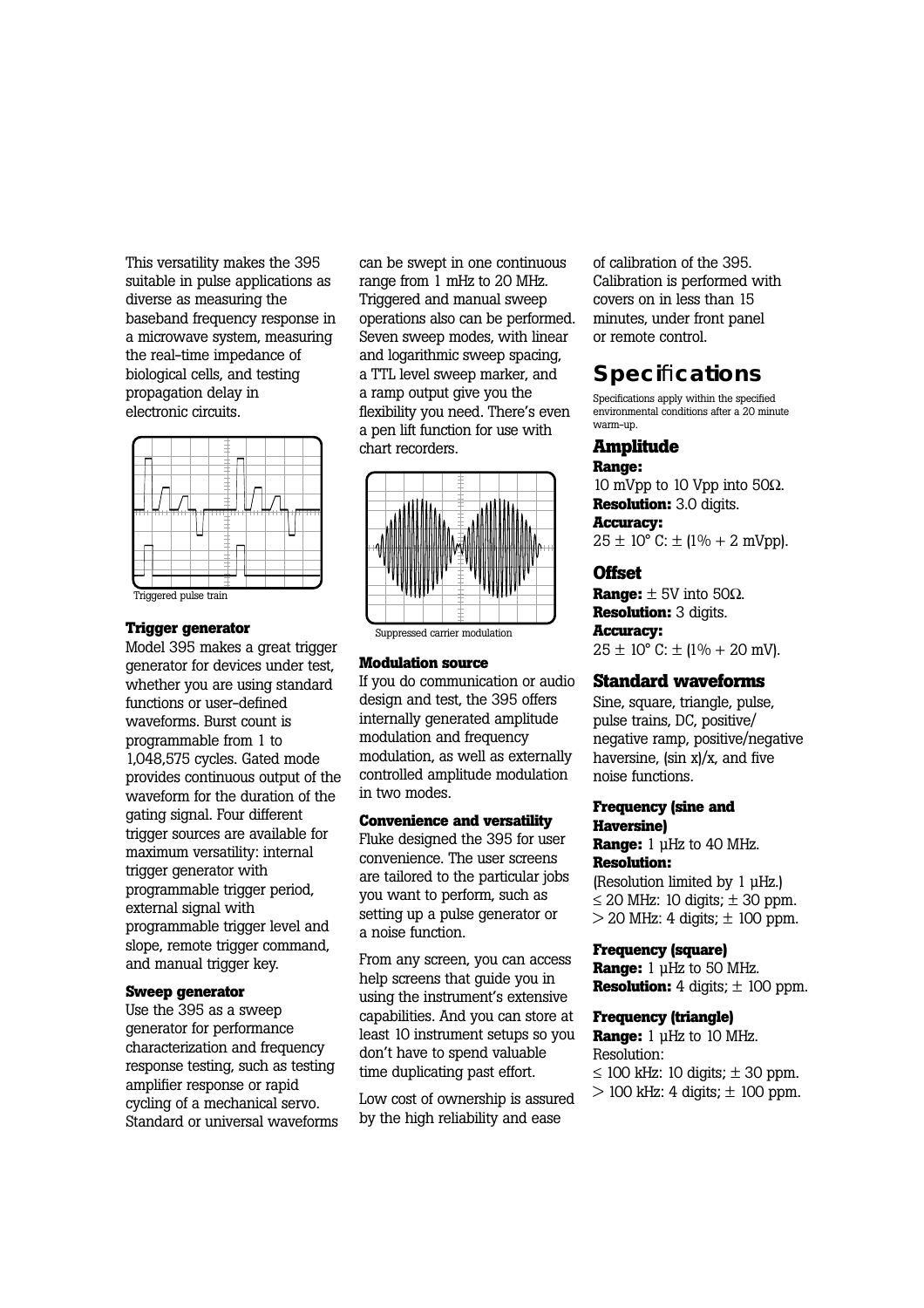This versatility makes the 395 suitable in pulse applications as diverse as measuring the baseband frequency response in a microwave system, measuring the real-time impedance of biological cells, and testing propagation delay in electronic circuits.

Triggered pulse train

**Trigger generator**

Model 395 makes a great trigger generator for devices under test, whether you are using standard functions or user-defined waveforms. Burst count is programmable from 1 to 1,048,575 cycles. Gated mode provides continuous output of the waveform for the duration of the gating signal. Four different trigger sources are available for maximum versatility: internal trigger generator with programmable trigger period, external signal with programmable trigger level and slope, remote trigger command, and manual trigger key.

**Sweep generator**

Use the 395 as a sweep generator for performance characterization and frequency response testing, such as testing amplifier response or rapid cycling of a mechanical servo. Standard or universal waveforms can be swept in one continuous range from 1 mHz to 20 MHz. Triggered and manual sweep operations also can be performed. Seven sweep modes, with linear and logarithmic sweep spacing, a TTL level sweep marker, and a ramp output give you the flexibility you need. There's even a pen lift function for use with chart recorders.

Suppressed carrier modulation

**Modulation source**

If you do communication or audio design and test, the 395 offers internally generated amplitude modulation and frequency modulation, as well as externally controlled amplitude modulation in two modes.

**Convenience and versatility**

Fluke designed the 395 for user convenience. The user screens are tailored to the particular jobs you want to perform, such as setting up a pulse generator or a noise function.

From any screen, you can access help screens that guide you in using the instrument's extensive capabilities. And you can store at least 10 instrument setups so you don't have to spend valuable time duplicating past effort.

Low cost of ownership is assured by the high reliability and ease of calibration of the 395. Calibration is performed with covers on in less than 15 minutes, under front panel or remote control.

## Specifications

Specifications apply within the specified environmental conditions after a 20 minute warm-up.

### Amplitude

**Range:**
10 mVpp to 10 Vpp into 50Ω.
**Resolution:** 3.0 digits.
**Accuracy:**
25 ± 10° C: ± (1% + 2 mVpp).

### Offset

**Range:** ± 5V into 50Ω.
**Resolution:** 3 digits.
**Accuracy:**
25 ± 10° C: ± (1% + 20 mV).

### Standard waveforms

Sine, square, triangle, pulse, pulse trains, DC, positive/negative ramp, positive/negative haversine, (sin x)/x, and five noise functions.

**Frequency (sine and Haversine)**
**Range:** 1 µHz to 40 MHz.
**Resolution:**
(Resolution limited by 1 µHz.)
≤ 20 MHz: 10 digits; ± 30 ppm.
\> 20 MHz: 4 digits; ± 100 ppm.

**Frequency (square)**
**Range:** 1 µHz to 50 MHz.
**Resolution:** 4 digits; ± 100 ppm.

**Frequency (triangle)**
**Range:** 1 µHz to 10 MHz.
Resolution:
≤ 100 kHz: 10 digits; ± 30 ppm.
\> 100 kHz: 4 digits; ± 100 ppm.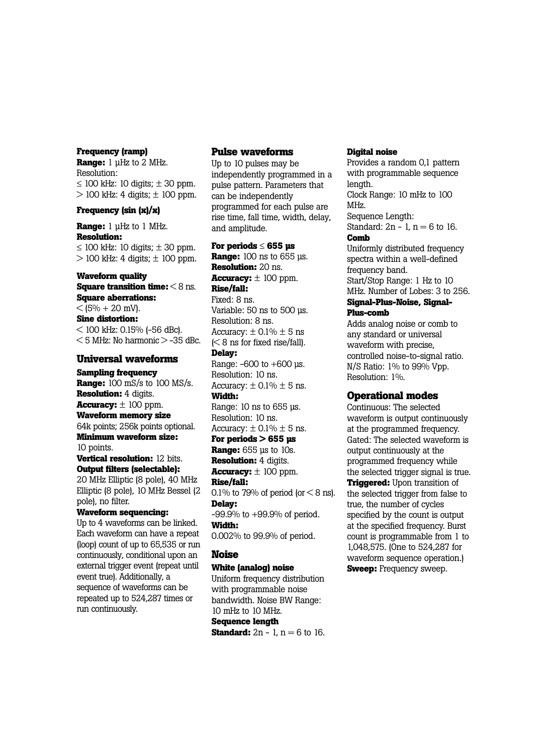**Frequency (ramp)**
**Range:** 1 µHz to 2 MHz.
Resolution:
≤ 100 kHz: 10 digits; ± 30 ppm.
> 100 kHz: 4 digits; ± 100 ppm.

**Frequency (sin (x)/x)**

**Range:** 1 µHz to 1 MHz.
**Resolution:**
≤ 100 kHz: 10 digits; ± 30 ppm.
> 100 kHz: 4 digits; ± 100 ppm.

**Waveform quality**
**Square transition time:** < 8 ns.
**Square aberrations:**
< (5% + 20 mV).
**Sine distortion:**
< 100 kHz: 0.15% (-56 dBc).
< 5 MHz: No harmonic > -35 dBc.

## Universal waveforms

**Sampling frequency**
**Range:** 100 mS/s to 100 MS/s.
**Resolution:** 4 digits.
**Accuracy:** ± 100 ppm.
**Waveform memory size**
64k points; 256k points optional.
**Minimum waveform size:**
10 points.
**Vertical resolution:** 12 bits.
**Output filters (selectable):**
20 MHz Elliptic (8 pole), 40 MHz Elliptic (8 pole), 10 MHz Bessel (2 pole), no filter.
**Waveform sequencing:**
Up to 4 waveforms can be linked. Each waveform can have a repeat (loop) count of up to 65,535 or run continuously, conditional upon an external trigger event (repeat until event true). Additionally, a sequence of waveforms can be repeated up to 524,287 times or run continuously.

## Pulse waveforms

Up to 10 pulses may be independently programmed in a pulse pattern. Parameters that can be independently programmed for each pulse are rise time, fall time, width, delay, and amplitude.

**For periods ≤ 655 µs**
**Range:** 100 ns to 655 µs.
**Resolution:** 20 ns.
**Accuracy:** ± 100 ppm.
**Rise/fall:**
Fixed: 8 ns.
Variable: 50 ns to 500 µs.
Resolution: 8 ns.
Accuracy: ± 0.1% ± 5 ns
(< 8 ns for fixed rise/fall).
**Delay:**
Range: -600 to +600 µs.
Resolution: 10 ns.
Accuracy: ± 0.1% ± 5 ns.
**Width:**
Range: 10 ns to 655 µs.
Resolution: 10 ns.
Accuracy: ± 0.1% ± 5 ns.
**For periods > 655 µs**
**Range:** 655 µs to 10s.
**Resolution:** 4 digits.
**Accuracy:** ± 100 ppm.
**Rise/fall:**
0.1% to 79% of period (or < 8 ns).
**Delay:**
-99.9% to +99.9% of period.
**Width:**
0.002% to 99.9% of period.

## Noise

**White (analog) noise**
Uniform frequency distribution with programmable noise bandwidth. Noise BW Range: 10 mHz to 10 MHz.
**Sequence length**
**Standard:** 2n - 1, n = 6 to 16.

**Digital noise**
Provides a random 0,1 pattern with programmable sequence length.
Clock Range: 10 mHz to 100 MHz.
Sequence Length:
Standard: 2n - 1, n = 6 to 16.
**Comb**
Uniformly distributed frequency spectra within a well-defined frequency band.
Start/Stop Range: 1 Hz to 10 MHz. Number of Lobes: 3 to 256.
**Signal-Plus-Noise, Signal-Plus-comb**
Adds analog noise or comb to any standard or universal waveform with precise, controlled noise-to-signal ratio.
N/S Ratio: 1% to 99% Vpp.
Resolution: 1%.

## Operational modes

Continuous: The selected waveform is output continuously at the programmed frequency.
Gated: The selected waveform is output continuously at the programmed frequency while the selected trigger signal is true.
**Triggered:** Upon transition of the selected trigger from false to true, the number of cycles specified by the count is output at the specified frequency. Burst count is programmable from 1 to 1,048,575. (One to 524,287 for waveform sequence operation.)
**Sweep:** Frequency sweep.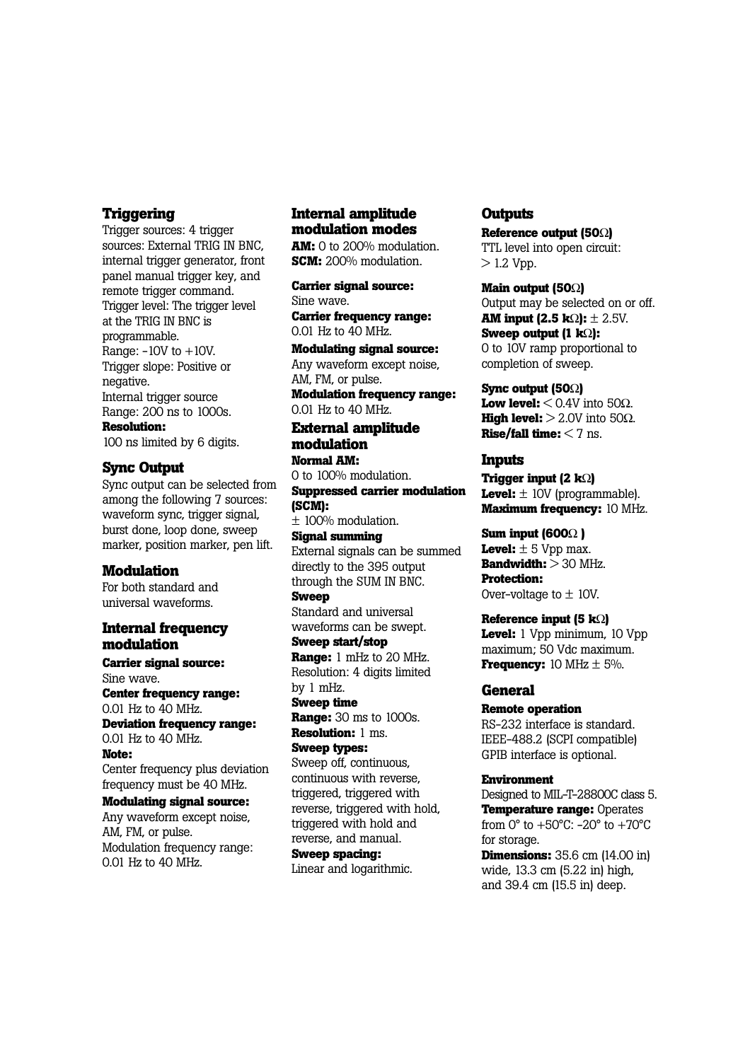## Triggering

Trigger sources: 4 trigger sources: External TRIG IN BNC, internal trigger generator, front panel manual trigger key, and remote trigger command.
Trigger level: The trigger level at the TRIG IN BNC is programmable.
Range: -10V to +10V.
Trigger slope: Positive or negative.
Internal trigger source
Range: 200 ns to 1000s.
**Resolution:**
100 ns limited by 6 digits.

## Sync Output

Sync output can be selected from among the following 7 sources: waveform sync, trigger signal, burst done, loop done, sweep marker, position marker, pen lift.

## Modulation

For both standard and universal waveforms.

## Internal frequency modulation

**Carrier signal source:**
Sine wave.
**Center frequency range:**
0.01 Hz to 40 MHz.
**Deviation frequency range:**
0.01 Hz to 40 MHz.
**Note:**
Center frequency plus deviation frequency must be 40 MHz.
**Modulating signal source:**
Any waveform except noise, AM, FM, or pulse.
Modulation frequency range:
0.01 Hz to 40 MHz.

## Internal amplitude modulation modes

**AM:** 0 to 200% modulation.
**SCM:** 200% modulation.

**Carrier signal source:**
Sine wave.
**Carrier frequency range:**
0.01 Hz to 40 MHz.
**Modulating signal source:**
Any waveform except noise, AM, FM, or pulse.
**Modulation frequency range:**
0.01 Hz to 40 MHz.

## External amplitude modulation

**Normal AM:**
0 to 100% modulation.
**Suppressed carrier modulation (SCM):**
± 100% modulation.
**Signal summing**
External signals can be summed directly to the 395 output through the SUM IN BNC.
**Sweep**
Standard and universal waveforms can be swept.
**Sweep start/stop**
**Range:** 1 mHz to 20 MHz.
Resolution: 4 digits limited by 1 mHz.
**Sweep time**
**Range:** 30 ms to 1000s.
**Resolution:** 1 ms.
**Sweep types:**
Sweep off, continuous, continuous with reverse, triggered, triggered with reverse, triggered with hold, triggered with hold and reverse, and manual.
**Sweep spacing:**
Linear and logarithmic.

## Outputs

**Reference output (50Ω)**
TTL level into open circuit: > 1.2 Vpp.

**Main output (50Ω)**
Output may be selected on or off.
**AM input (2.5 kΩ):** ± 2.5V.
**Sweep output (1 kΩ):**
0 to 10V ramp proportional to completion of sweep.

**Sync output (50Ω)**
**Low level:** < 0.4V into 50Ω.
**High level:** > 2.0V into 50Ω.
**Rise/fall time:** < 7 ns.

## Inputs

**Trigger input (2 kΩ)**
**Level:** ± 10V (programmable).
**Maximum frequency:** 10 MHz.

**Sum input (600Ω )**
**Level:** ± 5 Vpp max.
**Bandwidth:** > 30 MHz.
**Protection:**
Over-voltage to ± 10V.

**Reference input (5 kΩ)**
**Level:** 1 Vpp minimum, 10 Vpp maximum; 50 Vdc maximum.
**Frequency:** 10 MHz ± 5%.

## General

**Remote operation**
RS-232 interface is standard. IEEE-488.2 (SCPI compatible) GPIB interface is optional.

**Environment**
Designed to MIL-T-28800C class 5.
**Temperature range:** Operates from 0° to +50°C: -20° to +70°C for storage.
**Dimensions:** 35.6 cm (14.00 in) wide, 13.3 cm (5.22 in) high, and 39.4 cm (15.5 in) deep.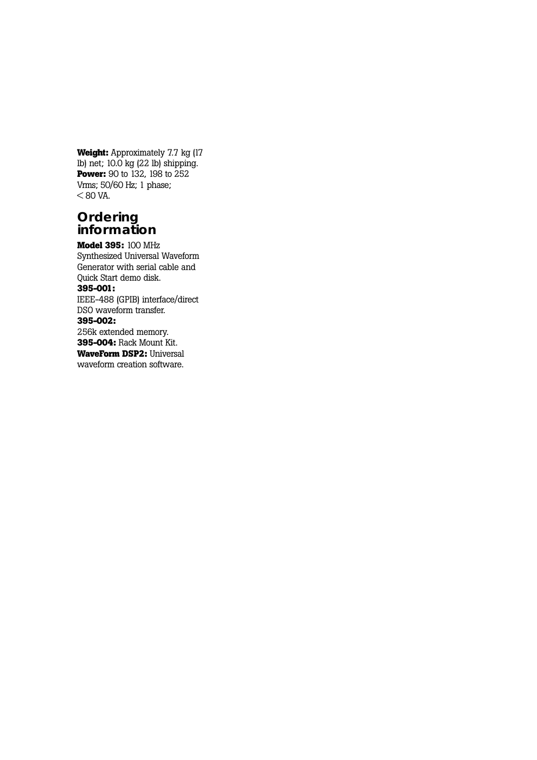**Weight:** Approximately 7.7 kg (17 lb) net; 10.0 kg (22 lb) shipping.
**Power:** 90 to 132, 198 to 252 Vrms; 50/60 Hz; 1 phase; < 80 VA.

## Ordering information

**Model 395:** 100 MHz Synthesized Universal Waveform Generator with serial cable and Quick Start demo disk.
**395-001:**
IEEE-488 (GPIB) interface/direct DSO waveform transfer.
**395-002:**
256k extended memory.
**395-004:** Rack Mount Kit.
**WaveForm DSP2:** Universal waveform creation software.